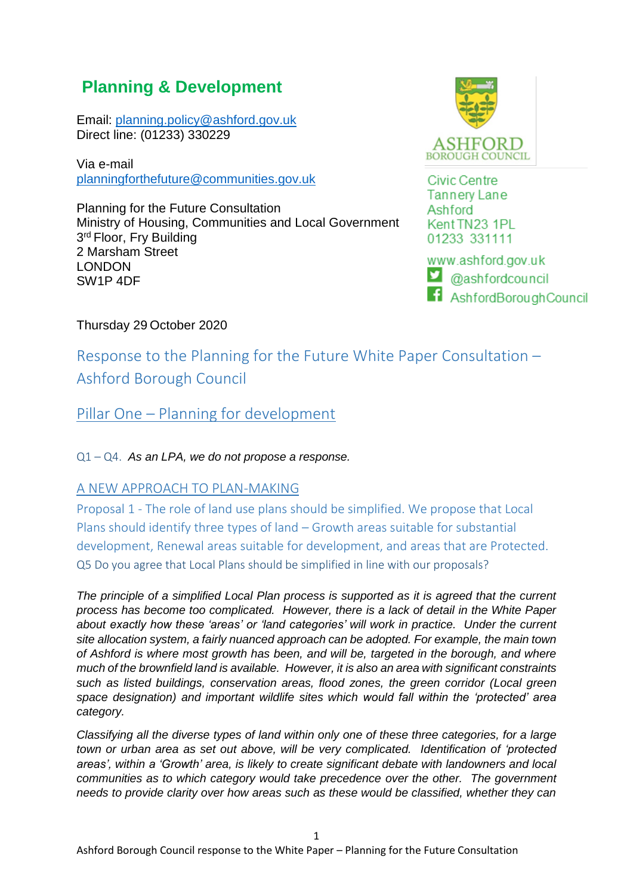## Planning & Development

Email: planning.policy@ashford.gov.uk
Direct line: (01233) 330229

Via e-mail
planningforthefuture@communities.gov.uk

Planning for the Future Consultation
Ministry of Housing, Communities and Local Government
3rd Floor, Fry Building
2 Marsham Street
LONDON
SW1P 4DF

ASHFORD BOROUGH COUNCIL

Civic Centre
Tannery Lane
Ashford
Kent TN23 1PL
01233 331111

www.ashford.gov.uk
@ashfordcouncil
AshfordBoroughCouncil

Thursday 29 October 2020

# Response to the Planning for the Future White Paper Consultation – Ashford Borough Council

## Pillar One – Planning for development

Q1 – Q4. *As an LPA, we do not propose a response.*

### A NEW APPROACH TO PLAN-MAKING

Proposal 1 - The role of land use plans should be simplified. We propose that Local Plans should identify three types of land – Growth areas suitable for substantial development, Renewal areas suitable for development, and areas that are Protected.

Q5 Do you agree that Local Plans should be simplified in line with our proposals?

*The principle of a simplified Local Plan process is supported as it is agreed that the current process has become too complicated. However, there is a lack of detail in the White Paper about exactly how these 'areas' or 'land categories' will work in practice. Under the current site allocation system, a fairly nuanced approach can be adopted. For example, the main town of Ashford is where most growth has been, and will be, targeted in the borough, and where much of the brownfield land is available. However, it is also an area with significant constraints such as listed buildings, conservation areas, flood zones, the green corridor (Local green space designation) and important wildlife sites which would fall within the 'protected' area category.*

*Classifying all the diverse types of land within only one of these three categories, for a large town or urban area as set out above, will be very complicated. Identification of 'protected areas', within a 'Growth' area, is likely to create significant debate with landowners and local communities as to which category would take precedence over the other. The government needs to provide clarity over how areas such as these would be classified, whether they can*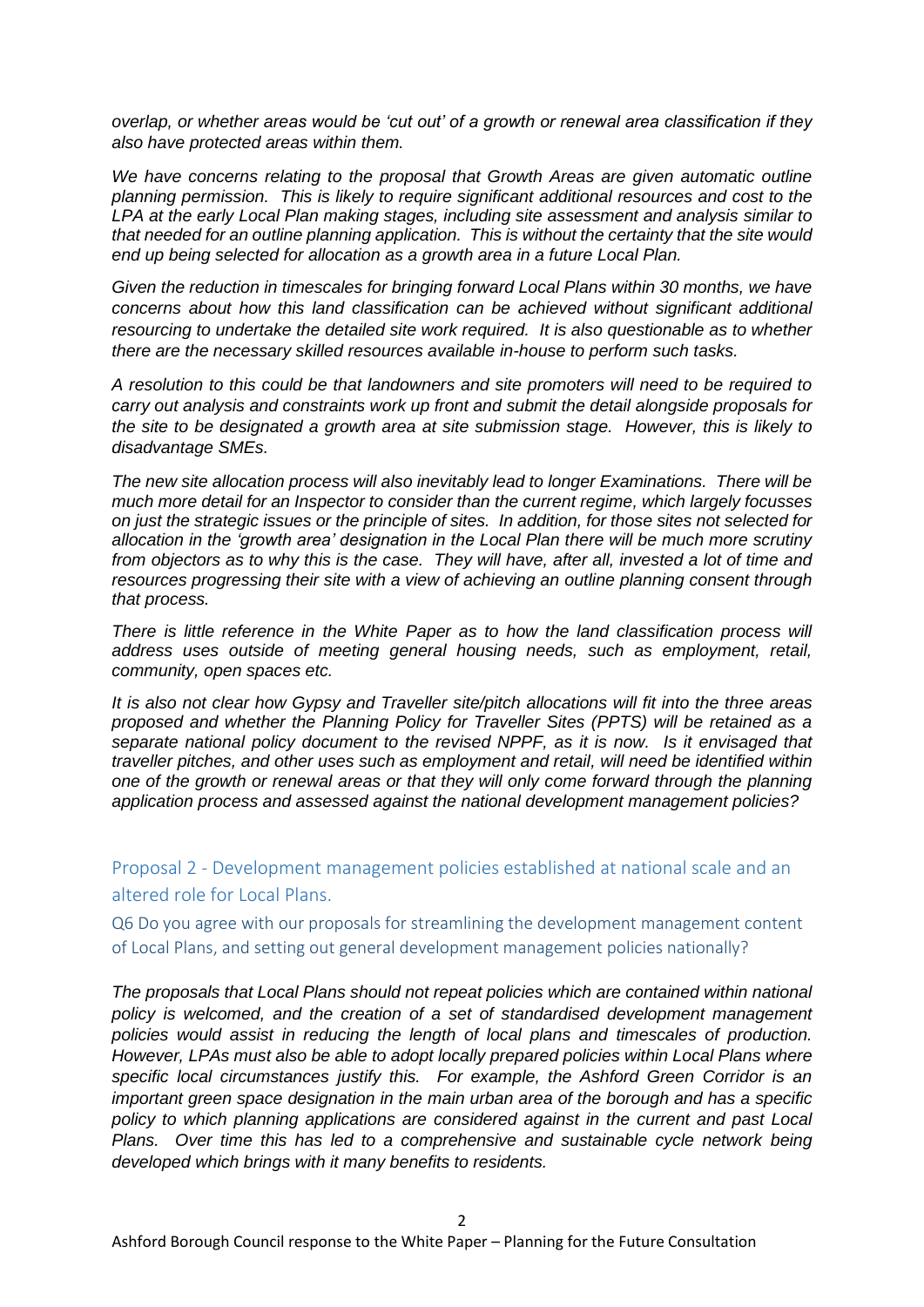*overlap, or whether areas would be 'cut out' of a growth or renewal area classification if they also have protected areas within them.*

*We have concerns relating to the proposal that Growth Areas are given automatic outline planning permission. This is likely to require significant additional resources and cost to the LPA at the early Local Plan making stages, including site assessment and analysis similar to that needed for an outline planning application. This is without the certainty that the site would end up being selected for allocation as a growth area in a future Local Plan.*

*Given the reduction in timescales for bringing forward Local Plans within 30 months, we have concerns about how this land classification can be achieved without significant additional resourcing to undertake the detailed site work required. It is also questionable as to whether there are the necessary skilled resources available in-house to perform such tasks.*

*A resolution to this could be that landowners and site promoters will need to be required to carry out analysis and constraints work up front and submit the detail alongside proposals for the site to be designated a growth area at site submission stage. However, this is likely to disadvantage SMEs.*

*The new site allocation process will also inevitably lead to longer Examinations. There will be much more detail for an Inspector to consider than the current regime, which largely focusses on just the strategic issues or the principle of sites. In addition, for those sites not selected for allocation in the 'growth area' designation in the Local Plan there will be much more scrutiny from objectors as to why this is the case. They will have, after all, invested a lot of time and resources progressing their site with a view of achieving an outline planning consent through that process.*

*There is little reference in the White Paper as to how the land classification process will address uses outside of meeting general housing needs, such as employment, retail, community, open spaces etc.*

*It is also not clear how Gypsy and Traveller site/pitch allocations will fit into the three areas proposed and whether the Planning Policy for Traveller Sites (PPTS) will be retained as a separate national policy document to the revised NPPF, as it is now. Is it envisaged that traveller pitches, and other uses such as employment and retail, will need be identified within one of the growth or renewal areas or that they will only come forward through the planning application process and assessed against the national development management policies?*

## Proposal 2 - Development management policies established at national scale and an altered role for Local Plans.

### Q6 Do you agree with our proposals for streamlining the development management content of Local Plans, and setting out general development management policies nationally?

*The proposals that Local Plans should not repeat policies which are contained within national policy is welcomed, and the creation of a set of standardised development management policies would assist in reducing the length of local plans and timescales of production. However, LPAs must also be able to adopt locally prepared policies within Local Plans where specific local circumstances justify this. For example, the Ashford Green Corridor is an important green space designation in the main urban area of the borough and has a specific policy to which planning applications are considered against in the current and past Local Plans. Over time this has led to a comprehensive and sustainable cycle network being developed which brings with it many benefits to residents.*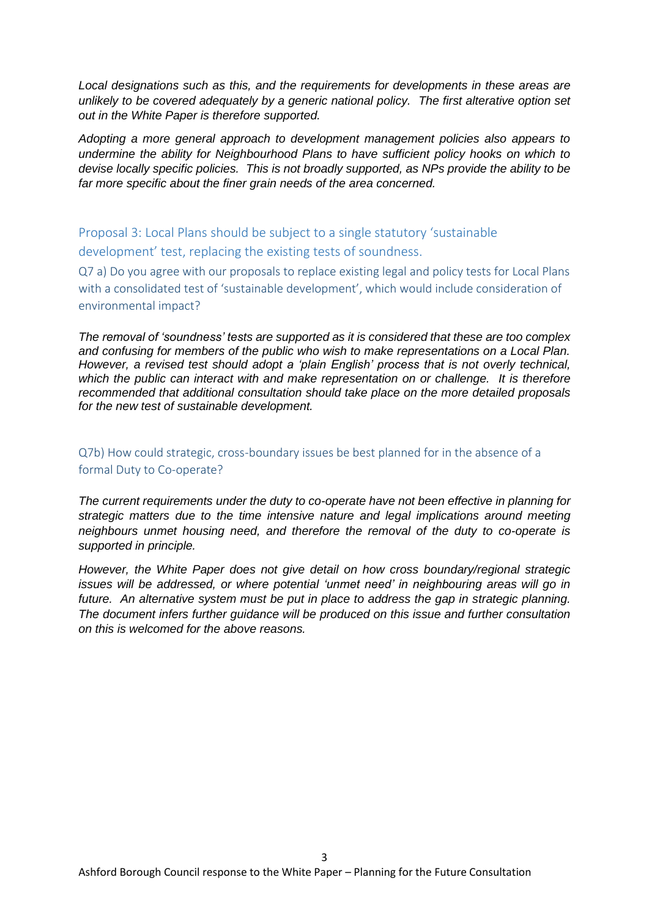*Local designations such as this, and the requirements for developments in these areas are unlikely to be covered adequately by a generic national policy. The first alterative option set out in the White Paper is therefore supported.*

*Adopting a more general approach to development management policies also appears to undermine the ability for Neighbourhood Plans to have sufficient policy hooks on which to devise locally specific policies. This is not broadly supported, as NPs provide the ability to be far more specific about the finer grain needs of the area concerned.*

## Proposal 3: Local Plans should be subject to a single statutory 'sustainable development' test, replacing the existing tests of soundness.

### Q7 a) Do you agree with our proposals to replace existing legal and policy tests for Local Plans with a consolidated test of 'sustainable development', which would include consideration of environmental impact?

*The removal of 'soundness' tests are supported as it is considered that these are too complex and confusing for members of the public who wish to make representations on a Local Plan. However, a revised test should adopt a 'plain English' process that is not overly technical, which the public can interact with and make representation on or challenge. It is therefore recommended that additional consultation should take place on the more detailed proposals for the new test of sustainable development.*

### Q7b) How could strategic, cross-boundary issues be best planned for in the absence of a formal Duty to Co-operate?

*The current requirements under the duty to co-operate have not been effective in planning for strategic matters due to the time intensive nature and legal implications around meeting neighbours unmet housing need, and therefore the removal of the duty to co-operate is supported in principle.*

*However, the White Paper does not give detail on how cross boundary/regional strategic issues will be addressed, or where potential 'unmet need' in neighbouring areas will go in future. An alternative system must be put in place to address the gap in strategic planning. The document infers further guidance will be produced on this issue and further consultation on this is welcomed for the above reasons.*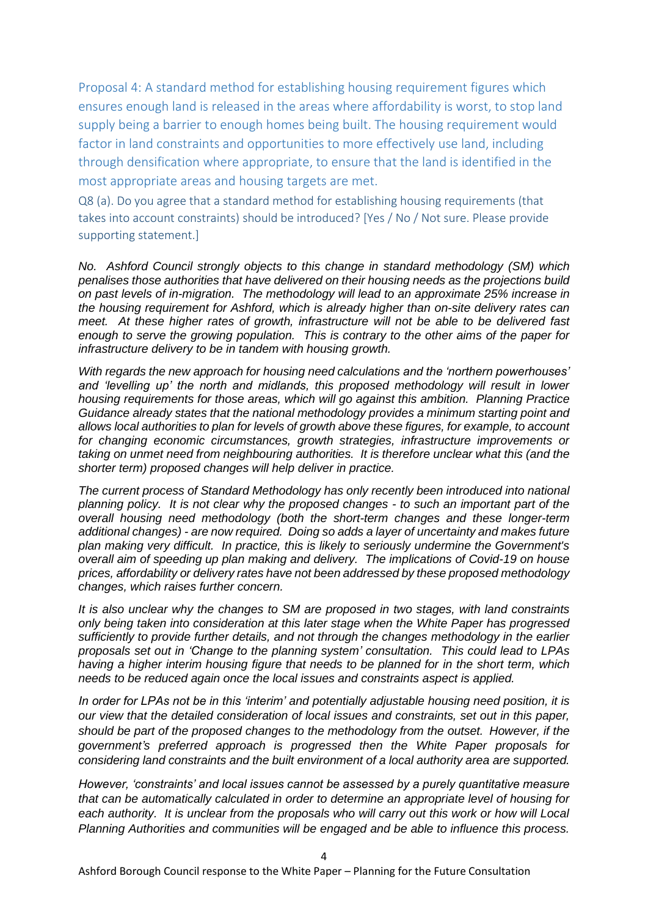Proposal 4: A standard method for establishing housing requirement figures which ensures enough land is released in the areas where affordability is worst, to stop land supply being a barrier to enough homes being built. The housing requirement would factor in land constraints and opportunities to more effectively use land, including through densification where appropriate, to ensure that the land is identified in the most appropriate areas and housing targets are met.

Q8 (a). Do you agree that a standard method for establishing housing requirements (that takes into account constraints) should be introduced? [Yes / No / Not sure. Please provide supporting statement.]

*No. Ashford Council strongly objects to this change in standard methodology (SM) which penalises those authorities that have delivered on their housing needs as the projections build on past levels of in-migration. The methodology will lead to an approximate 25% increase in the housing requirement for Ashford, which is already higher than on-site delivery rates can meet. At these higher rates of growth, infrastructure will not be able to be delivered fast enough to serve the growing population. This is contrary to the other aims of the paper for infrastructure delivery to be in tandem with housing growth.*

*With regards the new approach for housing need calculations and the 'northern powerhouses' and 'levelling up' the north and midlands, this proposed methodology will result in lower housing requirements for those areas, which will go against this ambition. Planning Practice Guidance already states that the national methodology provides a minimum starting point and allows local authorities to plan for levels of growth above these figures, for example, to account for changing economic circumstances, growth strategies, infrastructure improvements or taking on unmet need from neighbouring authorities. It is therefore unclear what this (and the shorter term) proposed changes will help deliver in practice.*

*The current process of Standard Methodology has only recently been introduced into national planning policy. It is not clear why the proposed changes - to such an important part of the overall housing need methodology (both the short-term changes and these longer-term additional changes) - are now required. Doing so adds a layer of uncertainty and makes future plan making very difficult. In practice, this is likely to seriously undermine the Government's overall aim of speeding up plan making and delivery. The implications of Covid-19 on house prices, affordability or delivery rates have not been addressed by these proposed methodology changes, which raises further concern.*

*It is also unclear why the changes to SM are proposed in two stages, with land constraints only being taken into consideration at this later stage when the White Paper has progressed sufficiently to provide further details, and not through the changes methodology in the earlier proposals set out in 'Change to the planning system' consultation. This could lead to LPAs having a higher interim housing figure that needs to be planned for in the short term, which needs to be reduced again once the local issues and constraints aspect is applied.*

*In order for LPAs not be in this 'interim' and potentially adjustable housing need position, it is our view that the detailed consideration of local issues and constraints, set out in this paper, should be part of the proposed changes to the methodology from the outset. However, if the government's preferred approach is progressed then the White Paper proposals for considering land constraints and the built environment of a local authority area are supported.*

*However, 'constraints' and local issues cannot be assessed by a purely quantitative measure that can be automatically calculated in order to determine an appropriate level of housing for each authority. It is unclear from the proposals who will carry out this work or how will Local Planning Authorities and communities will be engaged and be able to influence this process.*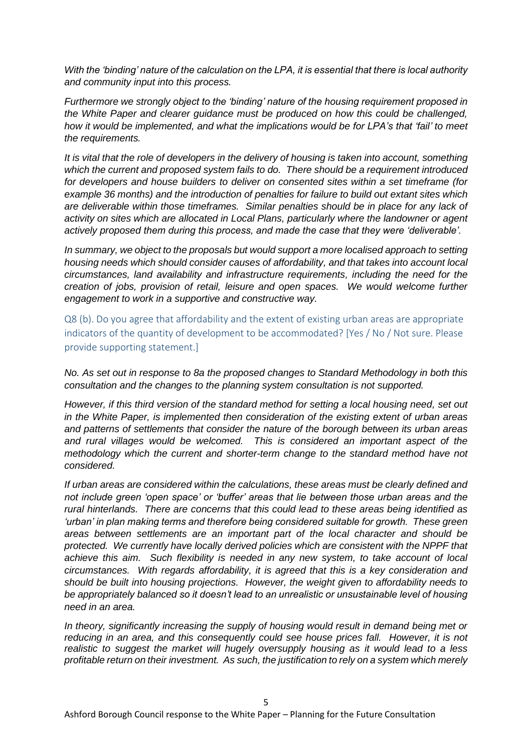*With the 'binding' nature of the calculation on the LPA, it is essential that there is local authority and community input into this process.*

*Furthermore we strongly object to the 'binding' nature of the housing requirement proposed in the White Paper and clearer guidance must be produced on how this could be challenged, how it would be implemented, and what the implications would be for LPA's that 'fail' to meet the requirements.*

*It is vital that the role of developers in the delivery of housing is taken into account, something which the current and proposed system fails to do. There should be a requirement introduced for developers and house builders to deliver on consented sites within a set timeframe (for example 36 months) and the introduction of penalties for failure to build out extant sites which are deliverable within those timeframes. Similar penalties should be in place for any lack of activity on sites which are allocated in Local Plans, particularly where the landowner or agent actively proposed them during this process, and made the case that they were 'deliverable'.*

*In summary, we object to the proposals but would support a more localised approach to setting housing needs which should consider causes of affordability, and that takes into account local circumstances, land availability and infrastructure requirements, including the need for the creation of jobs, provision of retail, leisure and open spaces. We would welcome further engagement to work in a supportive and constructive way.*

Q8 (b). Do you agree that affordability and the extent of existing urban areas are appropriate indicators of the quantity of development to be accommodated? [Yes / No / Not sure. Please provide supporting statement.]

*No. As set out in response to 8a the proposed changes to Standard Methodology in both this consultation and the changes to the planning system consultation is not supported.*

*However, if this third version of the standard method for setting a local housing need, set out in the White Paper, is implemented then consideration of the existing extent of urban areas and patterns of settlements that consider the nature of the borough between its urban areas and rural villages would be welcomed. This is considered an important aspect of the methodology which the current and shorter-term change to the standard method have not considered.*

*If urban areas are considered within the calculations, these areas must be clearly defined and not include green 'open space' or 'buffer' areas that lie between those urban areas and the rural hinterlands. There are concerns that this could lead to these areas being identified as 'urban' in plan making terms and therefore being considered suitable for growth. These green areas between settlements are an important part of the local character and should be protected. We currently have locally derived policies which are consistent with the NPPF that achieve this aim. Such flexibility is needed in any new system, to take account of local circumstances. With regards affordability, it is agreed that this is a key consideration and should be built into housing projections. However, the weight given to affordability needs to be appropriately balanced so it doesn't lead to an unrealistic or unsustainable level of housing need in an area.*

*In theory, significantly increasing the supply of housing would result in demand being met or reducing in an area, and this consequently could see house prices fall. However, it is not realistic to suggest the market will hugely oversupply housing as it would lead to a less profitable return on their investment. As such, the justification to rely on a system which merely*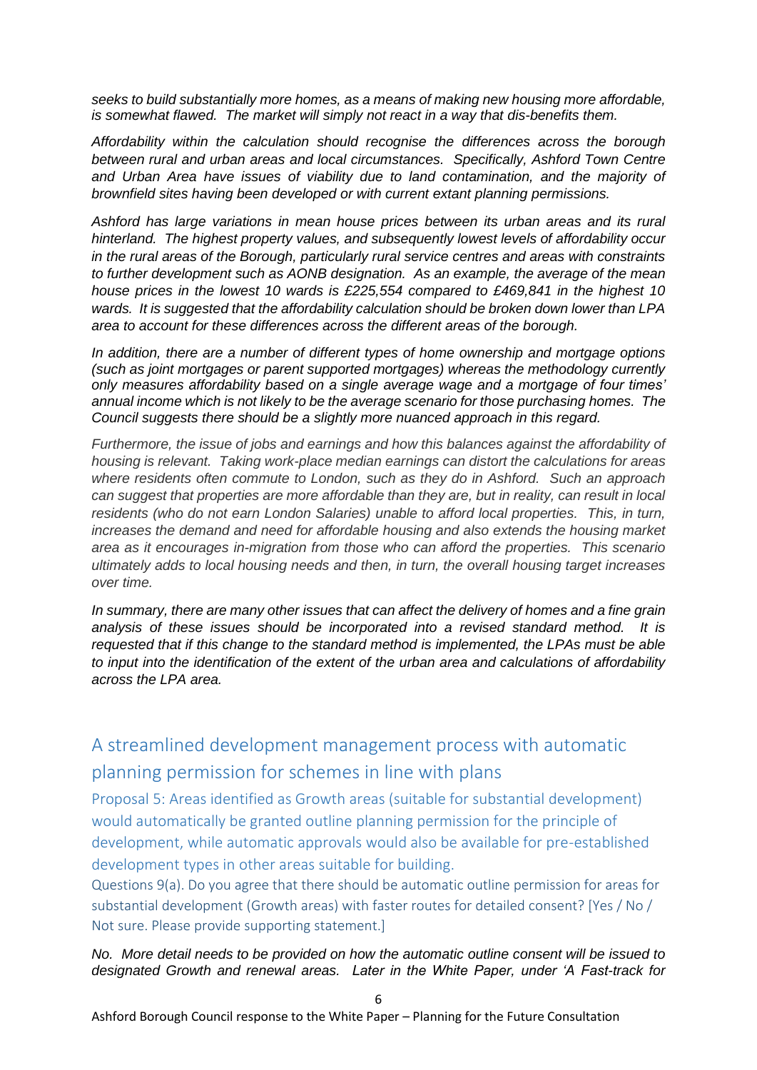*seeks to build substantially more homes, as a means of making new housing more affordable, is somewhat flawed. The market will simply not react in a way that dis-benefits them.*

*Affordability within the calculation should recognise the differences across the borough between rural and urban areas and local circumstances. Specifically, Ashford Town Centre and Urban Area have issues of viability due to land contamination, and the majority of brownfield sites having been developed or with current extant planning permissions.*

*Ashford has large variations in mean house prices between its urban areas and its rural hinterland. The highest property values, and subsequently lowest levels of affordability occur in the rural areas of the Borough, particularly rural service centres and areas with constraints to further development such as AONB designation. As an example, the average of the mean house prices in the lowest 10 wards is £225,554 compared to £469,841 in the highest 10 wards. It is suggested that the affordability calculation should be broken down lower than LPA area to account for these differences across the different areas of the borough.*

*In addition, there are a number of different types of home ownership and mortgage options (such as joint mortgages or parent supported mortgages) whereas the methodology currently only measures affordability based on a single average wage and a mortgage of four times' annual income which is not likely to be the average scenario for those purchasing homes. The Council suggests there should be a slightly more nuanced approach in this regard.*

*Furthermore, the issue of jobs and earnings and how this balances against the affordability of housing is relevant. Taking work-place median earnings can distort the calculations for areas where residents often commute to London, such as they do in Ashford. Such an approach can suggest that properties are more affordable than they are, but in reality, can result in local residents (who do not earn London Salaries) unable to afford local properties. This, in turn, increases the demand and need for affordable housing and also extends the housing market area as it encourages in-migration from those who can afford the properties. This scenario ultimately adds to local housing needs and then, in turn, the overall housing target increases over time.*

*In summary, there are many other issues that can affect the delivery of homes and a fine grain analysis of these issues should be incorporated into a revised standard method. It is requested that if this change to the standard method is implemented, the LPAs must be able to input into the identification of the extent of the urban area and calculations of affordability across the LPA area.*

## A streamlined development management process with automatic planning permission for schemes in line with plans

### Proposal 5: Areas identified as Growth areas (suitable for substantial development) would automatically be granted outline planning permission for the principle of development, while automatic approvals would also be available for pre-established development types in other areas suitable for building.

Questions 9(a). Do you agree that there should be automatic outline permission for areas for substantial development (Growth areas) with faster routes for detailed consent? [Yes / No / Not sure. Please provide supporting statement.]

*No. More detail needs to be provided on how the automatic outline consent will be issued to designated Growth and renewal areas. Later in the White Paper, under 'A Fast-track for*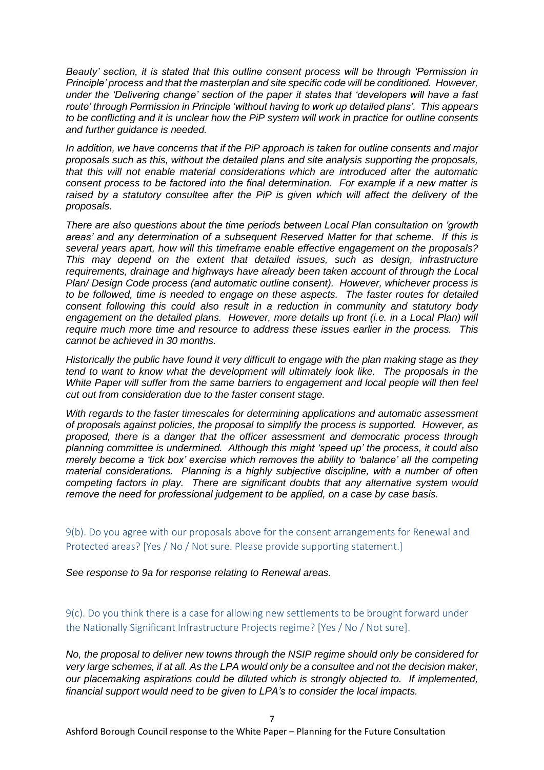*Beauty' section, it is stated that this outline consent process will be through 'Permission in Principle' process and that the masterplan and site specific code will be conditioned. However, under the 'Delivering change' section of the paper it states that 'developers will have a fast route' through Permission in Principle 'without having to work up detailed plans'. This appears to be conflicting and it is unclear how the PiP system will work in practice for outline consents and further guidance is needed.*

*In addition, we have concerns that if the PiP approach is taken for outline consents and major proposals such as this, without the detailed plans and site analysis supporting the proposals, that this will not enable material considerations which are introduced after the automatic consent process to be factored into the final determination. For example if a new matter is raised by a statutory consultee after the PiP is given which will affect the delivery of the proposals.*

*There are also questions about the time periods between Local Plan consultation on 'growth areas' and any determination of a subsequent Reserved Matter for that scheme. If this is several years apart, how will this timeframe enable effective engagement on the proposals? This may depend on the extent that detailed issues, such as design, infrastructure requirements, drainage and highways have already been taken account of through the Local Plan/ Design Code process (and automatic outline consent). However, whichever process is to be followed, time is needed to engage on these aspects. The faster routes for detailed consent following this could also result in a reduction in community and statutory body engagement on the detailed plans. However, more details up front (i.e. in a Local Plan) will require much more time and resource to address these issues earlier in the process. This cannot be achieved in 30 months.*

*Historically the public have found it very difficult to engage with the plan making stage as they tend to want to know what the development will ultimately look like. The proposals in the White Paper will suffer from the same barriers to engagement and local people will then feel cut out from consideration due to the faster consent stage.*

*With regards to the faster timescales for determining applications and automatic assessment of proposals against policies, the proposal to simplify the process is supported. However, as proposed, there is a danger that the officer assessment and democratic process through planning committee is undermined. Although this might 'speed up' the process, it could also merely become a 'tick box' exercise which removes the ability to 'balance' all the competing material considerations. Planning is a highly subjective discipline, with a number of often competing factors in play. There are significant doubts that any alternative system would remove the need for professional judgement to be applied, on a case by case basis.*

9(b). Do you agree with our proposals above for the consent arrangements for Renewal and Protected areas? [Yes / No / Not sure. Please provide supporting statement.]

*See response to 9a for response relating to Renewal areas.*

9(c). Do you think there is a case for allowing new settlements to be brought forward under the Nationally Significant Infrastructure Projects regime? [Yes / No / Not sure].

*No, the proposal to deliver new towns through the NSIP regime should only be considered for very large schemes, if at all. As the LPA would only be a consultee and not the decision maker, our placemaking aspirations could be diluted which is strongly objected to. If implemented, financial support would need to be given to LPA's to consider the local impacts.*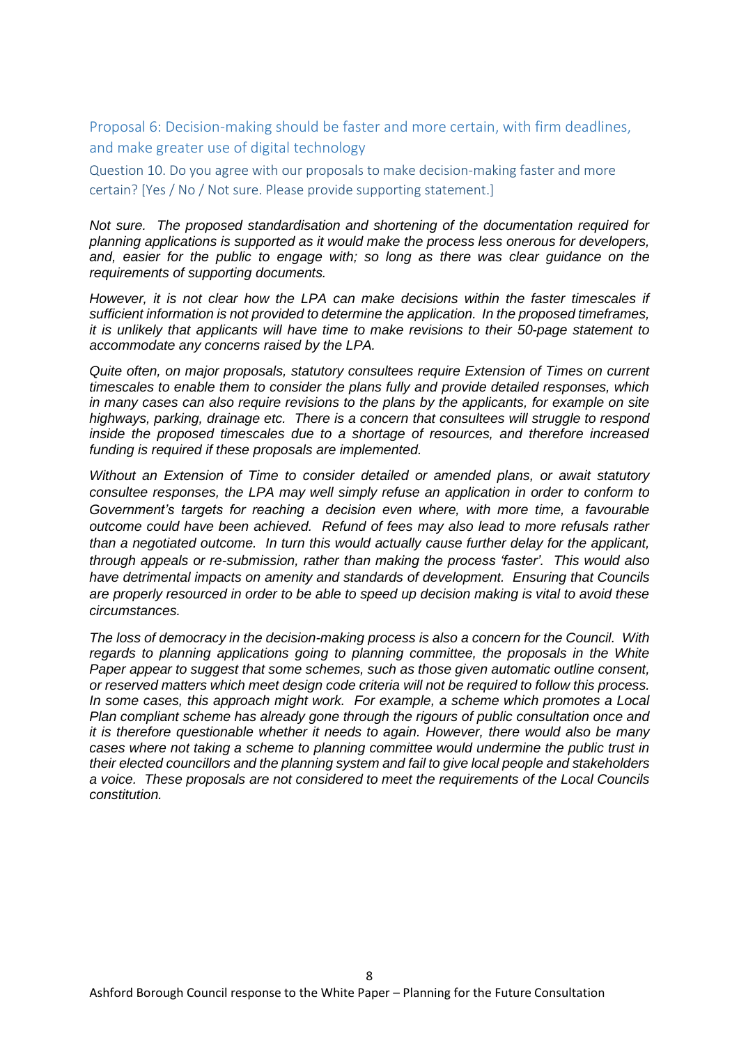## Proposal 6: Decision-making should be faster and more certain, with firm deadlines, and make greater use of digital technology

### Question 10. Do you agree with our proposals to make decision-making faster and more certain? [Yes / No / Not sure. Please provide supporting statement.]

*Not sure. The proposed standardisation and shortening of the documentation required for planning applications is supported as it would make the process less onerous for developers, and, easier for the public to engage with; so long as there was clear guidance on the requirements of supporting documents.*

*However, it is not clear how the LPA can make decisions within the faster timescales if sufficient information is not provided to determine the application. In the proposed timeframes, it is unlikely that applicants will have time to make revisions to their 50-page statement to accommodate any concerns raised by the LPA.*

*Quite often, on major proposals, statutory consultees require Extension of Times on current timescales to enable them to consider the plans fully and provide detailed responses, which in many cases can also require revisions to the plans by the applicants, for example on site highways, parking, drainage etc. There is a concern that consultees will struggle to respond inside the proposed timescales due to a shortage of resources, and therefore increased funding is required if these proposals are implemented.*

*Without an Extension of Time to consider detailed or amended plans, or await statutory consultee responses, the LPA may well simply refuse an application in order to conform to Government's targets for reaching a decision even where, with more time, a favourable outcome could have been achieved. Refund of fees may also lead to more refusals rather than a negotiated outcome. In turn this would actually cause further delay for the applicant, through appeals or re-submission, rather than making the process 'faster'. This would also have detrimental impacts on amenity and standards of development. Ensuring that Councils are properly resourced in order to be able to speed up decision making is vital to avoid these circumstances.*

*The loss of democracy in the decision-making process is also a concern for the Council. With regards to planning applications going to planning committee, the proposals in the White Paper appear to suggest that some schemes, such as those given automatic outline consent, or reserved matters which meet design code criteria will not be required to follow this process. In some cases, this approach might work. For example, a scheme which promotes a Local Plan compliant scheme has already gone through the rigours of public consultation once and it is therefore questionable whether it needs to again. However, there would also be many cases where not taking a scheme to planning committee would undermine the public trust in their elected councillors and the planning system and fail to give local people and stakeholders a voice. These proposals are not considered to meet the requirements of the Local Councils constitution.*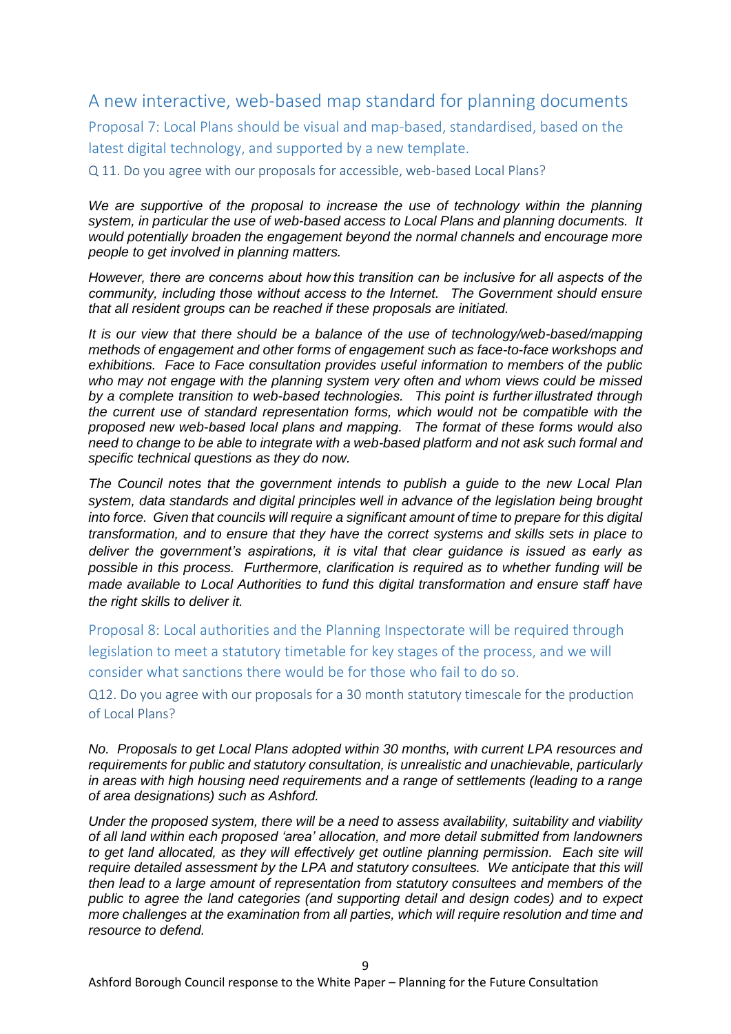## A new interactive, web-based map standard for planning documents

### Proposal 7: Local Plans should be visual and map-based, standardised, based on the latest digital technology, and supported by a new template.

#### Q 11. Do you agree with our proposals for accessible, web-based Local Plans?

*We are supportive of the proposal to increase the use of technology within the planning system, in particular the use of web-based access to Local Plans and planning documents. It would potentially broaden the engagement beyond the normal channels and encourage more people to get involved in planning matters.*

*However, there are concerns about how this transition can be inclusive for all aspects of the community, including those without access to the Internet. The Government should ensure that all resident groups can be reached if these proposals are initiated.*

*It is our view that there should be a balance of the use of technology/web-based/mapping methods of engagement and other forms of engagement such as face-to-face workshops and exhibitions. Face to Face consultation provides useful information to members of the public who may not engage with the planning system very often and whom views could be missed by a complete transition to web-based technologies. This point is further illustrated through the current use of standard representation forms, which would not be compatible with the proposed new web-based local plans and mapping. The format of these forms would also need to change to be able to integrate with a web-based platform and not ask such formal and specific technical questions as they do now.*

*The Council notes that the government intends to publish a guide to the new Local Plan system, data standards and digital principles well in advance of the legislation being brought into force. Given that councils will require a significant amount of time to prepare for this digital transformation, and to ensure that they have the correct systems and skills sets in place to deliver the government's aspirations, it is vital that clear guidance is issued as early as possible in this process. Furthermore, clarification is required as to whether funding will be made available to Local Authorities to fund this digital transformation and ensure staff have the right skills to deliver it.*

### Proposal 8: Local authorities and the Planning Inspectorate will be required through legislation to meet a statutory timetable for key stages of the process, and we will consider what sanctions there would be for those who fail to do so.

#### Q12. Do you agree with our proposals for a 30 month statutory timescale for the production of Local Plans?

*No. Proposals to get Local Plans adopted within 30 months, with current LPA resources and requirements for public and statutory consultation, is unrealistic and unachievable, particularly in areas with high housing need requirements and a range of settlements (leading to a range of area designations) such as Ashford.*

*Under the proposed system, there will be a need to assess availability, suitability and viability of all land within each proposed 'area' allocation, and more detail submitted from landowners to get land allocated, as they will effectively get outline planning permission. Each site will require detailed assessment by the LPA and statutory consultees. We anticipate that this will then lead to a large amount of representation from statutory consultees and members of the public to agree the land categories (and supporting detail and design codes) and to expect more challenges at the examination from all parties, which will require resolution and time and resource to defend.*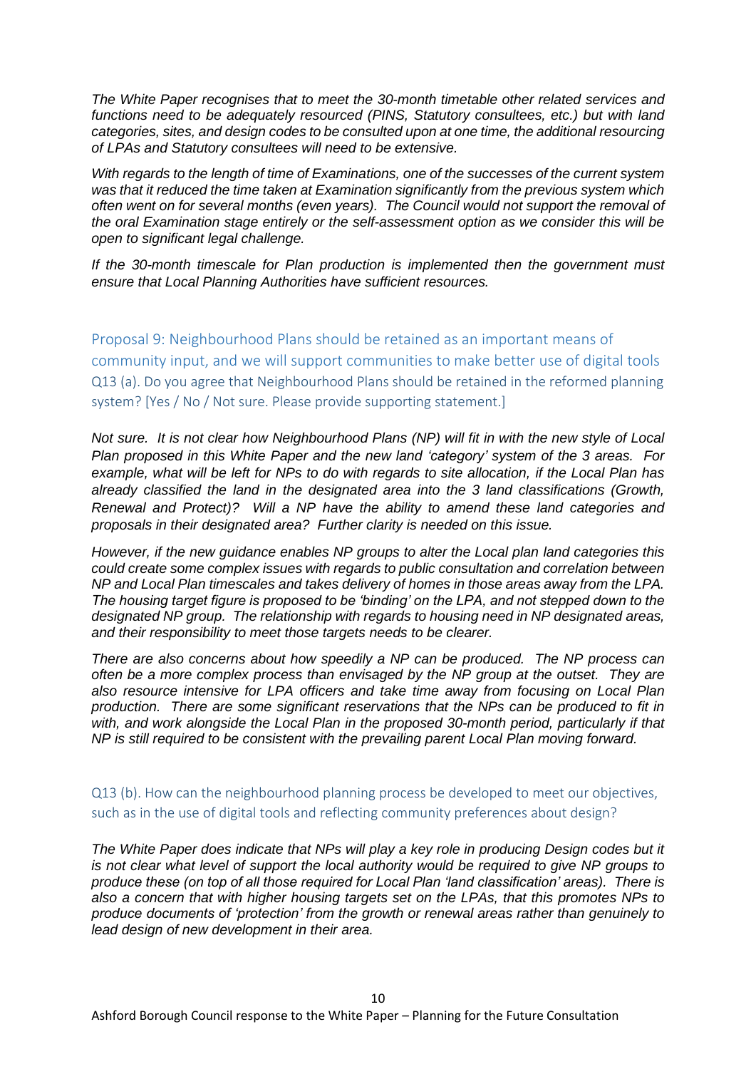*The White Paper recognises that to meet the 30-month timetable other related services and functions need to be adequately resourced (PINS, Statutory consultees, etc.) but with land categories, sites, and design codes to be consulted upon at one time, the additional resourcing of LPAs and Statutory consultees will need to be extensive.*

*With regards to the length of time of Examinations, one of the successes of the current system was that it reduced the time taken at Examination significantly from the previous system which often went on for several months (even years). The Council would not support the removal of the oral Examination stage entirely or the self-assessment option as we consider this will be open to significant legal challenge.*

*If the 30-month timescale for Plan production is implemented then the government must ensure that Local Planning Authorities have sufficient resources.*

## Proposal 9: Neighbourhood Plans should be retained as an important means of community input, and we will support communities to make better use of digital tools

### Q13 (a). Do you agree that Neighbourhood Plans should be retained in the reformed planning system? [Yes / No / Not sure. Please provide supporting statement.]

*Not sure. It is not clear how Neighbourhood Plans (NP) will fit in with the new style of Local Plan proposed in this White Paper and the new land 'category' system of the 3 areas. For example, what will be left for NPs to do with regards to site allocation, if the Local Plan has already classified the land in the designated area into the 3 land classifications (Growth, Renewal and Protect)? Will a NP have the ability to amend these land categories and proposals in their designated area? Further clarity is needed on this issue.*

*However, if the new guidance enables NP groups to alter the Local plan land categories this could create some complex issues with regards to public consultation and correlation between NP and Local Plan timescales and takes delivery of homes in those areas away from the LPA. The housing target figure is proposed to be 'binding' on the LPA, and not stepped down to the designated NP group. The relationship with regards to housing need in NP designated areas, and their responsibility to meet those targets needs to be clearer.*

*There are also concerns about how speedily a NP can be produced. The NP process can often be a more complex process than envisaged by the NP group at the outset. They are also resource intensive for LPA officers and take time away from focusing on Local Plan production. There are some significant reservations that the NPs can be produced to fit in with, and work alongside the Local Plan in the proposed 30-month period, particularly if that NP is still required to be consistent with the prevailing parent Local Plan moving forward.*

### Q13 (b). How can the neighbourhood planning process be developed to meet our objectives, such as in the use of digital tools and reflecting community preferences about design?

*The White Paper does indicate that NPs will play a key role in producing Design codes but it is not clear what level of support the local authority would be required to give NP groups to produce these (on top of all those required for Local Plan 'land classification' areas). There is also a concern that with higher housing targets set on the LPAs, that this promotes NPs to produce documents of 'protection' from the growth or renewal areas rather than genuinely to lead design of new development in their area.*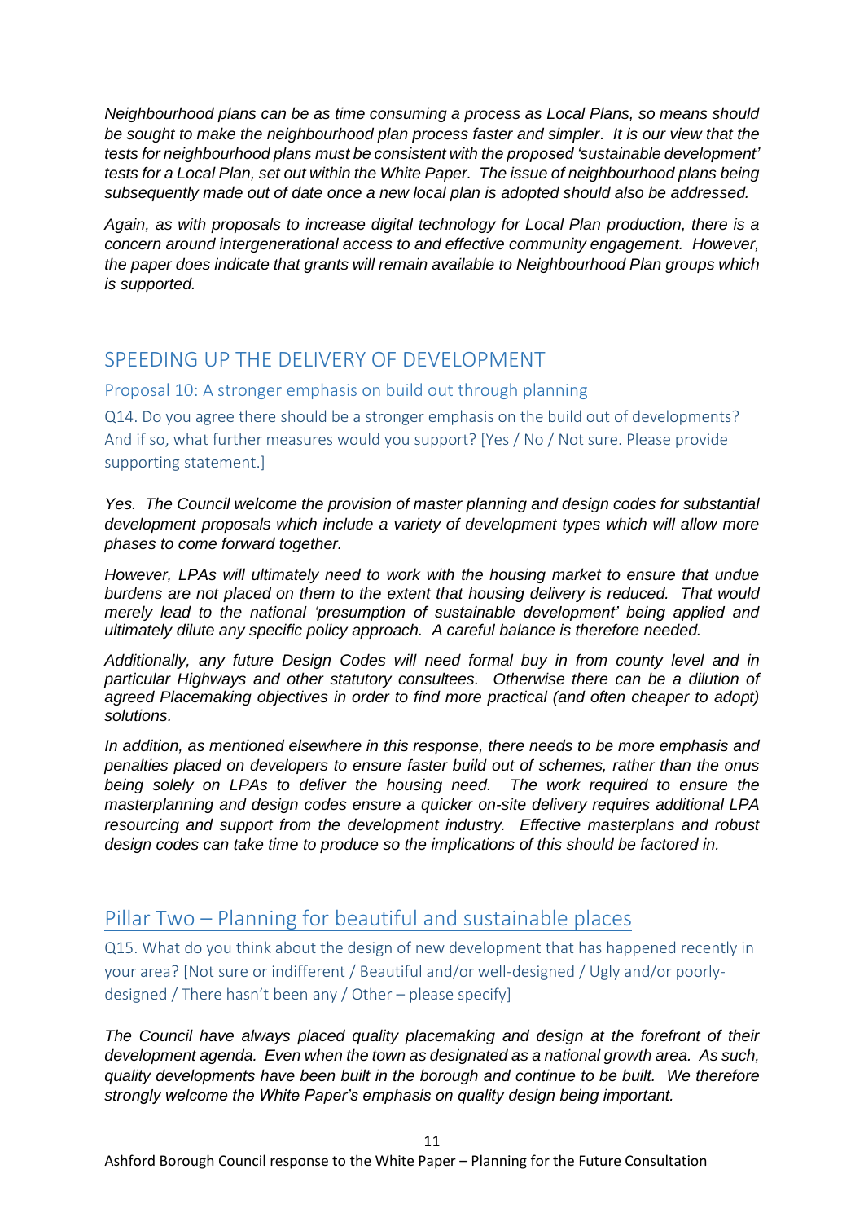*Neighbourhood plans can be as time consuming a process as Local Plans, so means should be sought to make the neighbourhood plan process faster and simpler. It is our view that the tests for neighbourhood plans must be consistent with the proposed 'sustainable development' tests for a Local Plan, set out within the White Paper. The issue of neighbourhood plans being subsequently made out of date once a new local plan is adopted should also be addressed.*

*Again, as with proposals to increase digital technology for Local Plan production, there is a concern around intergenerational access to and effective community engagement. However, the paper does indicate that grants will remain available to Neighbourhood Plan groups which is supported.*

## SPEEDING UP THE DELIVERY OF DEVELOPMENT

### Proposal 10: A stronger emphasis on build out through planning

Q14. Do you agree there should be a stronger emphasis on the build out of developments? And if so, what further measures would you support? [Yes / No / Not sure. Please provide supporting statement.]

*Yes. The Council welcome the provision of master planning and design codes for substantial development proposals which include a variety of development types which will allow more phases to come forward together.*

*However, LPAs will ultimately need to work with the housing market to ensure that undue burdens are not placed on them to the extent that housing delivery is reduced. That would merely lead to the national 'presumption of sustainable development' being applied and ultimately dilute any specific policy approach. A careful balance is therefore needed.*

*Additionally, any future Design Codes will need formal buy in from county level and in particular Highways and other statutory consultees. Otherwise there can be a dilution of agreed Placemaking objectives in order to find more practical (and often cheaper to adopt) solutions.*

*In addition, as mentioned elsewhere in this response, there needs to be more emphasis and penalties placed on developers to ensure faster build out of schemes, rather than the onus being solely on LPAs to deliver the housing need. The work required to ensure the masterplanning and design codes ensure a quicker on-site delivery requires additional LPA resourcing and support from the development industry. Effective masterplans and robust design codes can take time to produce so the implications of this should be factored in.*

## Pillar Two – Planning for beautiful and sustainable places

Q15. What do you think about the design of new development that has happened recently in your area? [Not sure or indifferent / Beautiful and/or well-designed / Ugly and/or poorly-designed / There hasn't been any / Other – please specify]

*The Council have always placed quality placemaking and design at the forefront of their development agenda. Even when the town as designated as a national growth area. As such, quality developments have been built in the borough and continue to be built. We therefore strongly welcome the White Paper's emphasis on quality design being important.*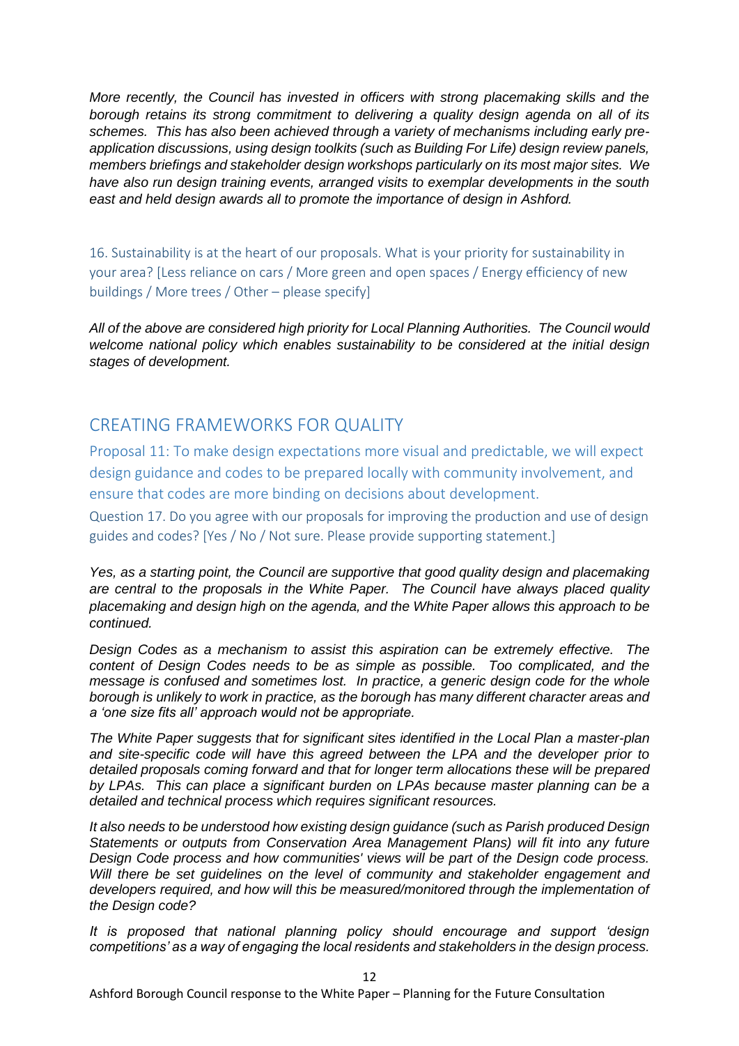*More recently, the Council has invested in officers with strong placemaking skills and the borough retains its strong commitment to delivering a quality design agenda on all of its schemes. This has also been achieved through a variety of mechanisms including early pre-application discussions, using design toolkits (such as Building For Life) design review panels, members briefings and stakeholder design workshops particularly on its most major sites. We have also run design training events, arranged visits to exemplar developments in the south east and held design awards all to promote the importance of design in Ashford.*

16. Sustainability is at the heart of our proposals. What is your priority for sustainability in your area? [Less reliance on cars / More green and open spaces / Energy efficiency of new buildings / More trees / Other – please specify]

*All of the above are considered high priority for Local Planning Authorities. The Council would welcome national policy which enables sustainability to be considered at the initial design stages of development.*

## CREATING FRAMEWORKS FOR QUALITY

### Proposal 11: To make design expectations more visual and predictable, we will expect design guidance and codes to be prepared locally with community involvement, and ensure that codes are more binding on decisions about development.

Question 17. Do you agree with our proposals for improving the production and use of design guides and codes? [Yes / No / Not sure. Please provide supporting statement.]

*Yes, as a starting point, the Council are supportive that good quality design and placemaking are central to the proposals in the White Paper. The Council have always placed quality placemaking and design high on the agenda, and the White Paper allows this approach to be continued.*

*Design Codes as a mechanism to assist this aspiration can be extremely effective. The content of Design Codes needs to be as simple as possible. Too complicated, and the message is confused and sometimes lost. In practice, a generic design code for the whole borough is unlikely to work in practice, as the borough has many different character areas and a 'one size fits all' approach would not be appropriate.*

*The White Paper suggests that for significant sites identified in the Local Plan a master-plan and site-specific code will have this agreed between the LPA and the developer prior to detailed proposals coming forward and that for longer term allocations these will be prepared by LPAs. This can place a significant burden on LPAs because master planning can be a detailed and technical process which requires significant resources.*

*It also needs to be understood how existing design guidance (such as Parish produced Design Statements or outputs from Conservation Area Management Plans) will fit into any future Design Code process and how communities' views will be part of the Design code process. Will there be set guidelines on the level of community and stakeholder engagement and developers required, and how will this be measured/monitored through the implementation of the Design code?*

*It is proposed that national planning policy should encourage and support 'design competitions' as a way of engaging the local residents and stakeholders in the design process.*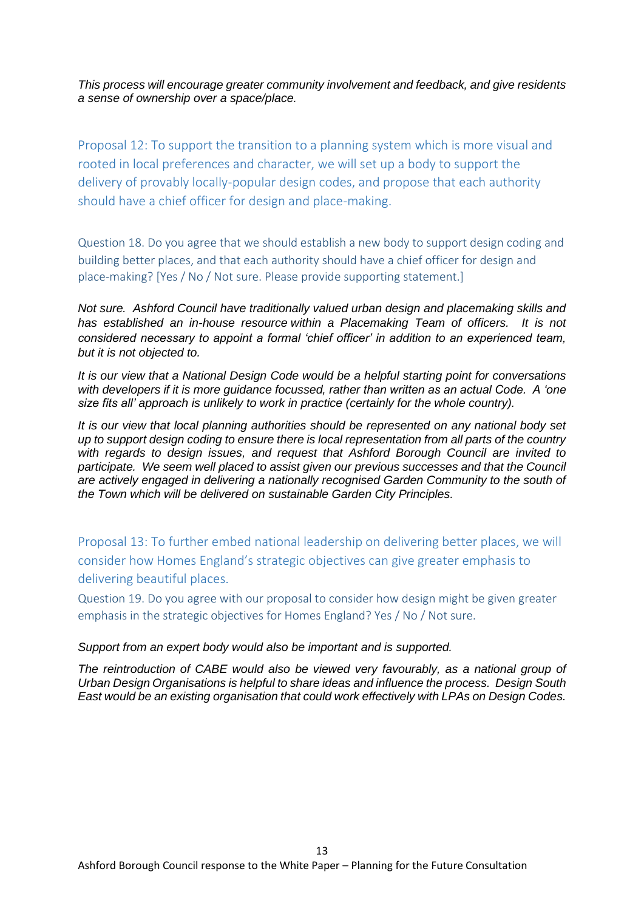*This process will encourage greater community involvement and feedback, and give residents a sense of ownership over a space/place.*

### Proposal 12: To support the transition to a planning system which is more visual and rooted in local preferences and character, we will set up a body to support the delivery of provably locally-popular design codes, and propose that each authority should have a chief officer for design and place-making.

Question 18. Do you agree that we should establish a new body to support design coding and building better places, and that each authority should have a chief officer for design and place-making? [Yes / No / Not sure. Please provide supporting statement.]

*Not sure. Ashford Council have traditionally valued urban design and placemaking skills and has established an in-house resource within a Placemaking Team of officers. It is not considered necessary to appoint a formal 'chief officer' in addition to an experienced team, but it is not objected to.*

*It is our view that a National Design Code would be a helpful starting point for conversations with developers if it is more guidance focussed, rather than written as an actual Code. A 'one size fits all' approach is unlikely to work in practice (certainly for the whole country).*

*It is our view that local planning authorities should be represented on any national body set up to support design coding to ensure there is local representation from all parts of the country with regards to design issues, and request that Ashford Borough Council are invited to participate. We seem well placed to assist given our previous successes and that the Council are actively engaged in delivering a nationally recognised Garden Community to the south of the Town which will be delivered on sustainable Garden City Principles.*

### Proposal 13: To further embed national leadership on delivering better places, we will consider how Homes England's strategic objectives can give greater emphasis to delivering beautiful places.

Question 19. Do you agree with our proposal to consider how design might be given greater emphasis in the strategic objectives for Homes England? Yes / No / Not sure.

*Support from an expert body would also be important and is supported.*

*The reintroduction of CABE would also be viewed very favourably, as a national group of Urban Design Organisations is helpful to share ideas and influence the process. Design South East would be an existing organisation that could work effectively with LPAs on Design Codes.*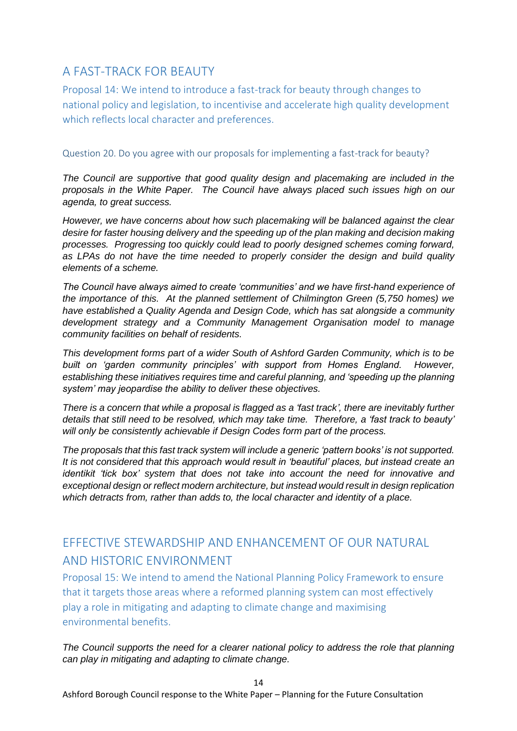## A FAST-TRACK FOR BEAUTY

### Proposal 14: We intend to introduce a fast-track for beauty through changes to national policy and legislation, to incentivise and accelerate high quality development which reflects local character and preferences.

#### Question 20. Do you agree with our proposals for implementing a fast-track for beauty?

*The Council are supportive that good quality design and placemaking are included in the proposals in the White Paper. The Council have always placed such issues high on our agenda, to great success.*

*However, we have concerns about how such placemaking will be balanced against the clear desire for faster housing delivery and the speeding up of the plan making and decision making processes. Progressing too quickly could lead to poorly designed schemes coming forward, as LPAs do not have the time needed to properly consider the design and build quality elements of a scheme.*

*The Council have always aimed to create 'communities' and we have first-hand experience of the importance of this. At the planned settlement of Chilmington Green (5,750 homes) we have established a Quality Agenda and Design Code, which has sat alongside a community development strategy and a Community Management Organisation model to manage community facilities on behalf of residents.*

*This development forms part of a wider South of Ashford Garden Community, which is to be built on 'garden community principles' with support from Homes England. However, establishing these initiatives requires time and careful planning, and 'speeding up the planning system' may jeopardise the ability to deliver these objectives.*

*There is a concern that while a proposal is flagged as a 'fast track', there are inevitably further details that still need to be resolved, which may take time. Therefore, a 'fast track to beauty' will only be consistently achievable if Design Codes form part of the process.*

*The proposals that this fast track system will include a generic 'pattern books' is not supported. It is not considered that this approach would result in 'beautiful' places, but instead create an identikit 'tick box' system that does not take into account the need for innovative and exceptional design or reflect modern architecture, but instead would result in design replication which detracts from, rather than adds to, the local character and identity of a place.*

## EFFECTIVE STEWARDSHIP AND ENHANCEMENT OF OUR NATURAL AND HISTORIC ENVIRONMENT

### Proposal 15: We intend to amend the National Planning Policy Framework to ensure that it targets those areas where a reformed planning system can most effectively play a role in mitigating and adapting to climate change and maximising environmental benefits.

*The Council supports the need for a clearer national policy to address the role that planning can play in mitigating and adapting to climate change.*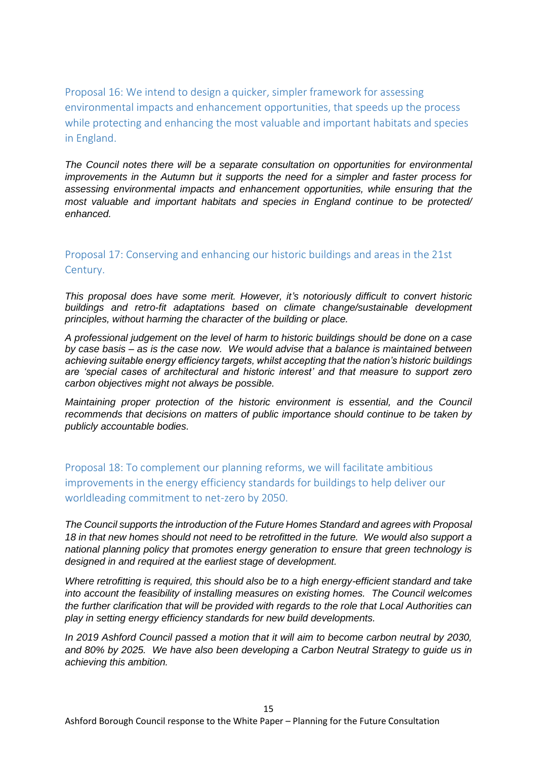## Proposal 16: We intend to design a quicker, simpler framework for assessing environmental impacts and enhancement opportunities, that speeds up the process while protecting and enhancing the most valuable and important habitats and species in England.

*The Council notes there will be a separate consultation on opportunities for environmental improvements in the Autumn but it supports the need for a simpler and faster process for assessing environmental impacts and enhancement opportunities, while ensuring that the most valuable and important habitats and species in England continue to be protected/ enhanced.*

## Proposal 17: Conserving and enhancing our historic buildings and areas in the 21st Century.

*This proposal does have some merit. However, it's notoriously difficult to convert historic buildings and retro-fit adaptations based on climate change/sustainable development principles, without harming the character of the building or place.*

*A professional judgement on the level of harm to historic buildings should be done on a case by case basis – as is the case now. We would advise that a balance is maintained between achieving suitable energy efficiency targets, whilst accepting that the nation's historic buildings are 'special cases of architectural and historic interest' and that measure to support zero carbon objectives might not always be possible.*

*Maintaining proper protection of the historic environment is essential, and the Council recommends that decisions on matters of public importance should continue to be taken by publicly accountable bodies.*

## Proposal 18: To complement our planning reforms, we will facilitate ambitious improvements in the energy efficiency standards for buildings to help deliver our worldleading commitment to net-zero by 2050.

*The Council supports the introduction of the Future Homes Standard and agrees with Proposal 18 in that new homes should not need to be retrofitted in the future. We would also support a national planning policy that promotes energy generation to ensure that green technology is designed in and required at the earliest stage of development.*

*Where retrofitting is required, this should also be to a high energy-efficient standard and take into account the feasibility of installing measures on existing homes. The Council welcomes the further clarification that will be provided with regards to the role that Local Authorities can play in setting energy efficiency standards for new build developments.*

*In 2019 Ashford Council passed a motion that it will aim to become carbon neutral by 2030, and 80% by 2025. We have also been developing a Carbon Neutral Strategy to guide us in achieving this ambition.*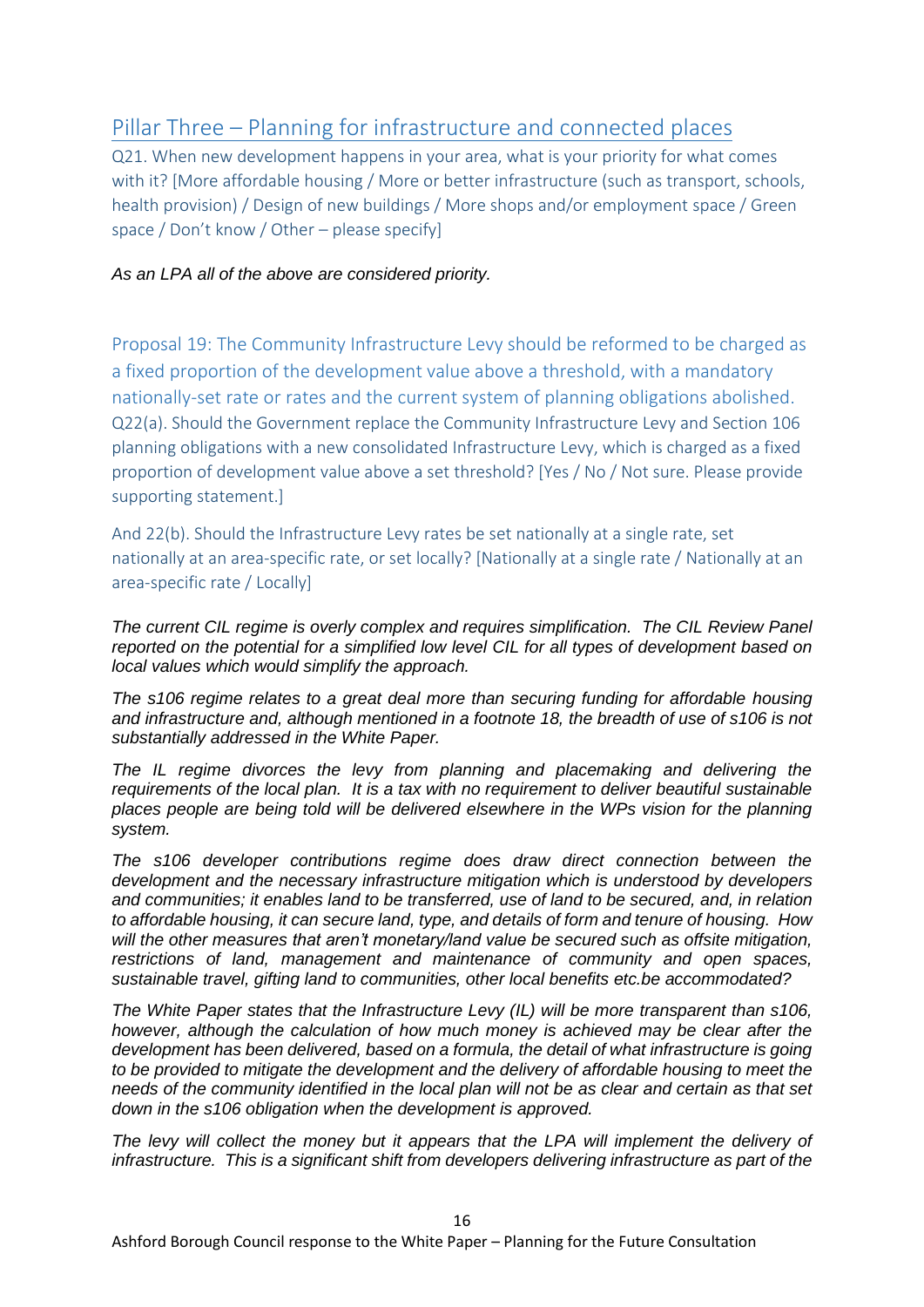## Pillar Three – Planning for infrastructure and connected places

Q21. When new development happens in your area, what is your priority for what comes with it? [More affordable housing / More or better infrastructure (such as transport, schools, health provision) / Design of new buildings / More shops and/or employment space / Green space / Don't know / Other – please specify]

*As an LPA all of the above are considered priority.*

Proposal 19: The Community Infrastructure Levy should be reformed to be charged as a fixed proportion of the development value above a threshold, with a mandatory nationally-set rate or rates and the current system of planning obligations abolished.

Q22(a). Should the Government replace the Community Infrastructure Levy and Section 106 planning obligations with a new consolidated Infrastructure Levy, which is charged as a fixed proportion of development value above a set threshold? [Yes / No / Not sure. Please provide supporting statement.]

And 22(b). Should the Infrastructure Levy rates be set nationally at a single rate, set nationally at an area-specific rate, or set locally? [Nationally at a single rate / Nationally at an area-specific rate / Locally]

*The current CIL regime is overly complex and requires simplification. The CIL Review Panel reported on the potential for a simplified low level CIL for all types of development based on local values which would simplify the approach.*

*The s106 regime relates to a great deal more than securing funding for affordable housing and infrastructure and, although mentioned in a footnote 18, the breadth of use of s106 is not substantially addressed in the White Paper.*

*The IL regime divorces the levy from planning and placemaking and delivering the requirements of the local plan. It is a tax with no requirement to deliver beautiful sustainable places people are being told will be delivered elsewhere in the WPs vision for the planning system.*

*The s106 developer contributions regime does draw direct connection between the development and the necessary infrastructure mitigation which is understood by developers and communities; it enables land to be transferred, use of land to be secured, and, in relation to affordable housing, it can secure land, type, and details of form and tenure of housing. How will the other measures that aren't monetary/land value be secured such as offsite mitigation, restrictions of land, management and maintenance of community and open spaces, sustainable travel, gifting land to communities, other local benefits etc.be accommodated?*

*The White Paper states that the Infrastructure Levy (IL) will be more transparent than s106, however, although the calculation of how much money is achieved may be clear after the development has been delivered, based on a formula, the detail of what infrastructure is going to be provided to mitigate the development and the delivery of affordable housing to meet the needs of the community identified in the local plan will not be as clear and certain as that set down in the s106 obligation when the development is approved.*

*The levy will collect the money but it appears that the LPA will implement the delivery of infrastructure. This is a significant shift from developers delivering infrastructure as part of the*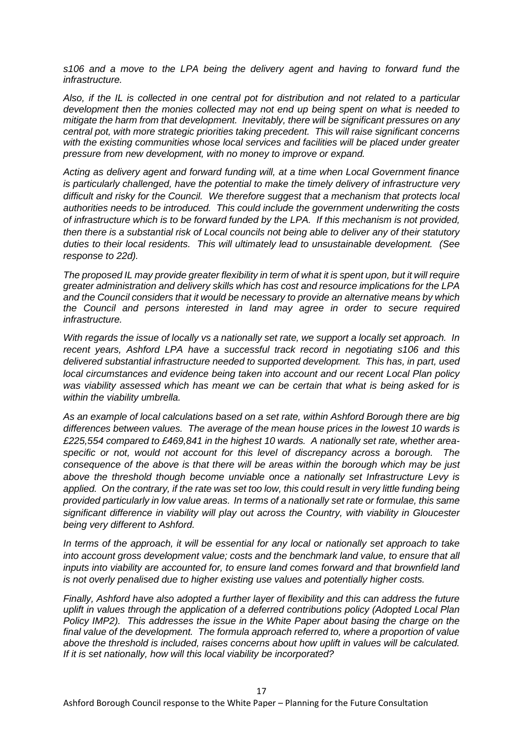*s106 and a move to the LPA being the delivery agent and having to forward fund the infrastructure.*

*Also, if the IL is collected in one central pot for distribution and not related to a particular development then the monies collected may not end up being spent on what is needed to mitigate the harm from that development. Inevitably, there will be significant pressures on any central pot, with more strategic priorities taking precedent. This will raise significant concerns with the existing communities whose local services and facilities will be placed under greater pressure from new development, with no money to improve or expand.*

*Acting as delivery agent and forward funding will, at a time when Local Government finance is particularly challenged, have the potential to make the timely delivery of infrastructure very difficult and risky for the Council. We therefore suggest that a mechanism that protects local authorities needs to be introduced. This could include the government underwriting the costs of infrastructure which is to be forward funded by the LPA. If this mechanism is not provided, then there is a substantial risk of Local councils not being able to deliver any of their statutory duties to their local residents. This will ultimately lead to unsustainable development. (See response to 22d).*

*The proposed IL may provide greater flexibility in term of what it is spent upon, but it will require greater administration and delivery skills which has cost and resource implications for the LPA and the Council considers that it would be necessary to provide an alternative means by which the Council and persons interested in land may agree in order to secure required infrastructure.*

*With regards the issue of locally vs a nationally set rate, we support a locally set approach. In recent years, Ashford LPA have a successful track record in negotiating s106 and this delivered substantial infrastructure needed to supported development. This has, in part, used local circumstances and evidence being taken into account and our recent Local Plan policy was viability assessed which has meant we can be certain that what is being asked for is within the viability umbrella.*

*As an example of local calculations based on a set rate, within Ashford Borough there are big differences between values. The average of the mean house prices in the lowest 10 wards is £225,554 compared to £469,841 in the highest 10 wards. A nationally set rate, whether area-specific or not, would not account for this level of discrepancy across a borough. The consequence of the above is that there will be areas within the borough which may be just above the threshold though become unviable once a nationally set Infrastructure Levy is applied. On the contrary, if the rate was set too low, this could result in very little funding being provided particularly in low value areas. In terms of a nationally set rate or formulae, this same significant difference in viability will play out across the Country, with viability in Gloucester being very different to Ashford.*

*In terms of the approach, it will be essential for any local or nationally set approach to take into account gross development value; costs and the benchmark land value, to ensure that all inputs into viability are accounted for, to ensure land comes forward and that brownfield land is not overly penalised due to higher existing use values and potentially higher costs.*

*Finally, Ashford have also adopted a further layer of flexibility and this can address the future uplift in values through the application of a deferred contributions policy (Adopted Local Plan Policy IMP2). This addresses the issue in the White Paper about basing the charge on the final value of the development. The formula approach referred to, where a proportion of value above the threshold is included, raises concerns about how uplift in values will be calculated. If it is set nationally, how will this local viability be incorporated?*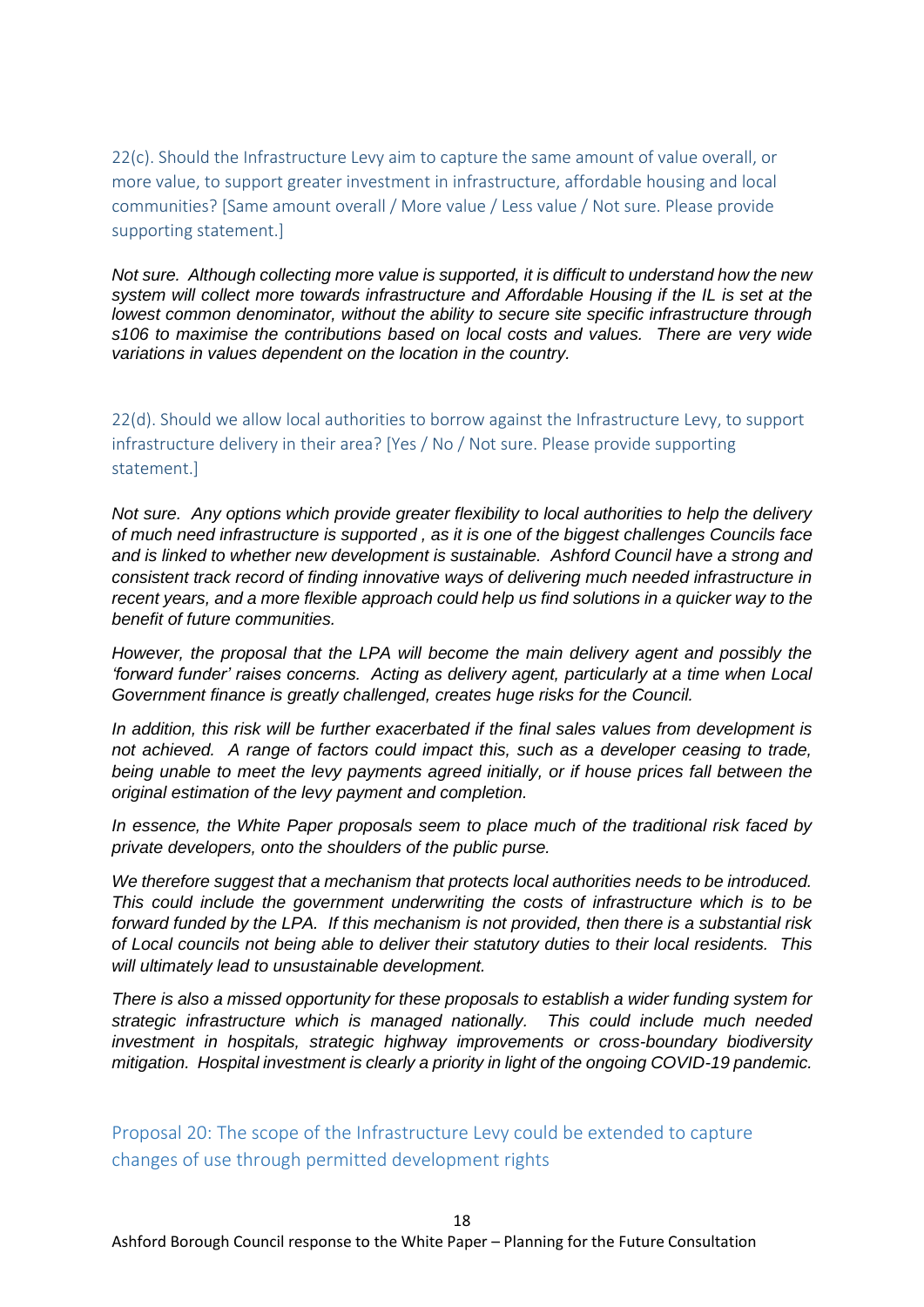22(c). Should the Infrastructure Levy aim to capture the same amount of value overall, or more value, to support greater investment in infrastructure, affordable housing and local communities? [Same amount overall / More value / Less value / Not sure. Please provide supporting statement.]

*Not sure. Although collecting more value is supported, it is difficult to understand how the new system will collect more towards infrastructure and Affordable Housing if the IL is set at the lowest common denominator, without the ability to secure site specific infrastructure through s106 to maximise the contributions based on local costs and values. There are very wide variations in values dependent on the location in the country.*

22(d). Should we allow local authorities to borrow against the Infrastructure Levy, to support infrastructure delivery in their area? [Yes / No / Not sure. Please provide supporting statement.]

*Not sure. Any options which provide greater flexibility to local authorities to help the delivery of much need infrastructure is supported , as it is one of the biggest challenges Councils face and is linked to whether new development is sustainable. Ashford Council have a strong and consistent track record of finding innovative ways of delivering much needed infrastructure in recent years, and a more flexible approach could help us find solutions in a quicker way to the benefit of future communities.*

*However, the proposal that the LPA will become the main delivery agent and possibly the 'forward funder' raises concerns. Acting as delivery agent, particularly at a time when Local Government finance is greatly challenged, creates huge risks for the Council.*

*In addition, this risk will be further exacerbated if the final sales values from development is not achieved. A range of factors could impact this, such as a developer ceasing to trade, being unable to meet the levy payments agreed initially, or if house prices fall between the original estimation of the levy payment and completion.*

*In essence, the White Paper proposals seem to place much of the traditional risk faced by private developers, onto the shoulders of the public purse.*

*We therefore suggest that a mechanism that protects local authorities needs to be introduced. This could include the government underwriting the costs of infrastructure which is to be forward funded by the LPA. If this mechanism is not provided, then there is a substantial risk of Local councils not being able to deliver their statutory duties to their local residents. This will ultimately lead to unsustainable development.*

*There is also a missed opportunity for these proposals to establish a wider funding system for strategic infrastructure which is managed nationally. This could include much needed investment in hospitals, strategic highway improvements or cross-boundary biodiversity mitigation. Hospital investment is clearly a priority in light of the ongoing COVID-19 pandemic.*

## Proposal 20: The scope of the Infrastructure Levy could be extended to capture changes of use through permitted development rights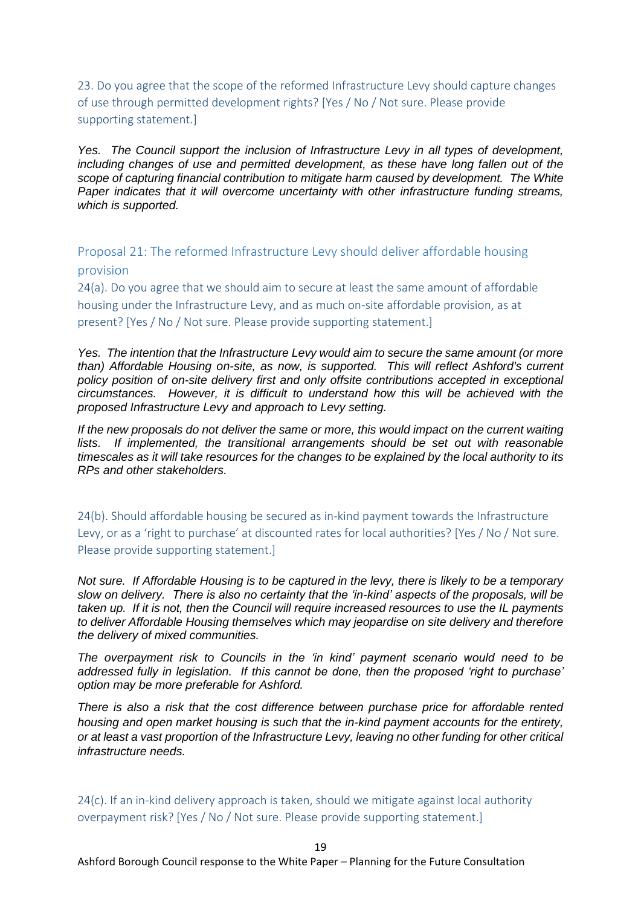23. Do you agree that the scope of the reformed Infrastructure Levy should capture changes of use through permitted development rights? [Yes / No / Not sure. Please provide supporting statement.]

*Yes. The Council support the inclusion of Infrastructure Levy in all types of development, including changes of use and permitted development, as these have long fallen out of the scope of capturing financial contribution to mitigate harm caused by development. The White Paper indicates that it will overcome uncertainty with other infrastructure funding streams, which is supported.*

## Proposal 21: The reformed Infrastructure Levy should deliver affordable housing provision

24(a). Do you agree that we should aim to secure at least the same amount of affordable housing under the Infrastructure Levy, and as much on-site affordable provision, as at present? [Yes / No / Not sure. Please provide supporting statement.]

*Yes. The intention that the Infrastructure Levy would aim to secure the same amount (or more than) Affordable Housing on-site, as now, is supported. This will reflect Ashford's current policy position of on-site delivery first and only offsite contributions accepted in exceptional circumstances. However, it is difficult to understand how this will be achieved with the proposed Infrastructure Levy and approach to Levy setting.*

*If the new proposals do not deliver the same or more, this would impact on the current waiting lists. If implemented, the transitional arrangements should be set out with reasonable timescales as it will take resources for the changes to be explained by the local authority to its RPs and other stakeholders.*

24(b). Should affordable housing be secured as in-kind payment towards the Infrastructure Levy, or as a 'right to purchase' at discounted rates for local authorities? [Yes / No / Not sure. Please provide supporting statement.]

*Not sure. If Affordable Housing is to be captured in the levy, there is likely to be a temporary slow on delivery. There is also no certainty that the 'in-kind' aspects of the proposals, will be taken up. If it is not, then the Council will require increased resources to use the IL payments to deliver Affordable Housing themselves which may jeopardise on site delivery and therefore the delivery of mixed communities.*

*The overpayment risk to Councils in the 'in kind' payment scenario would need to be addressed fully in legislation. If this cannot be done, then the proposed 'right to purchase' option may be more preferable for Ashford.*

*There is also a risk that the cost difference between purchase price for affordable rented housing and open market housing is such that the in-kind payment accounts for the entirety, or at least a vast proportion of the Infrastructure Levy, leaving no other funding for other critical infrastructure needs.*

24(c). If an in-kind delivery approach is taken, should we mitigate against local authority overpayment risk? [Yes / No / Not sure. Please provide supporting statement.]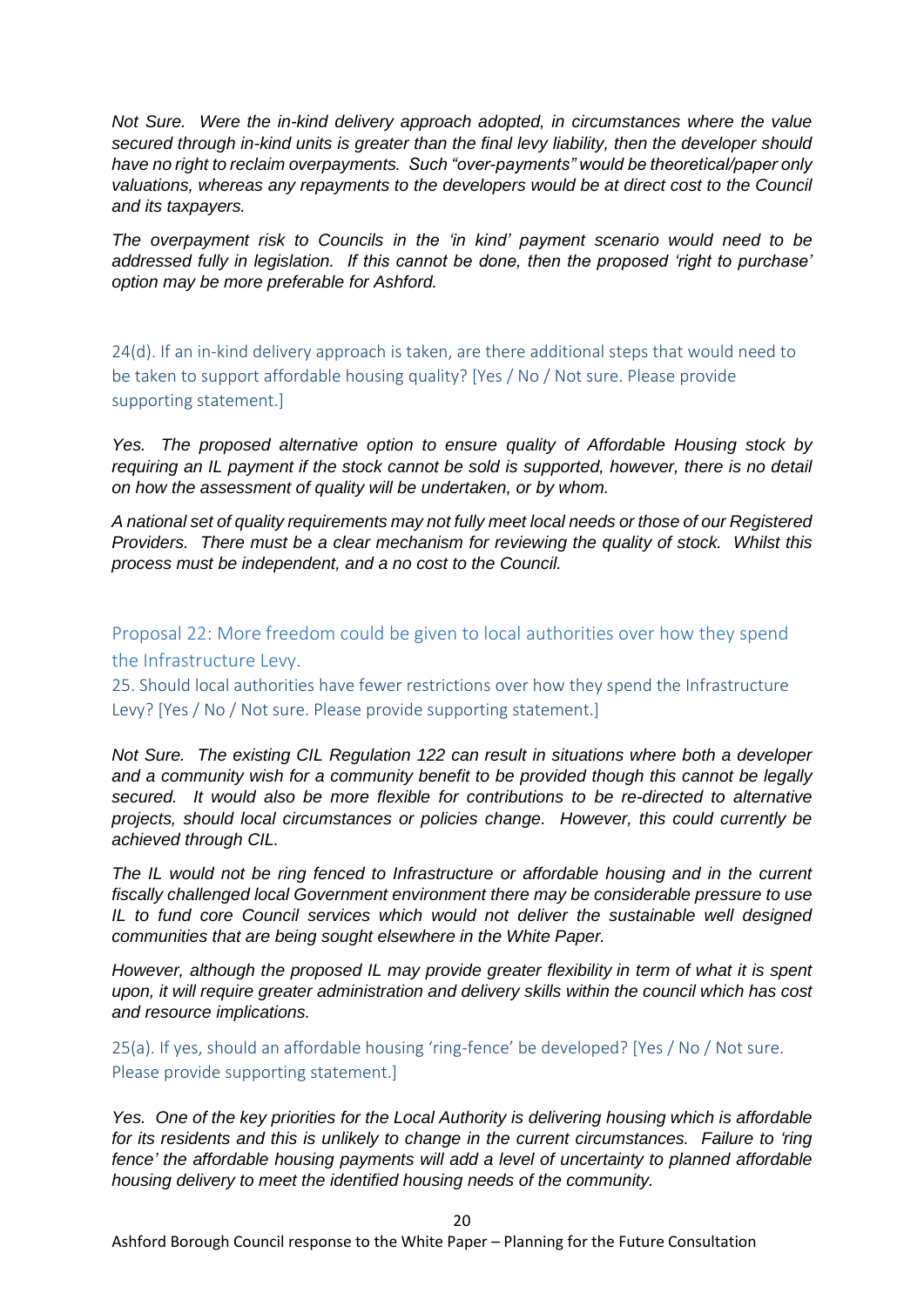*Not Sure. Were the in-kind delivery approach adopted, in circumstances where the value secured through in-kind units is greater than the final levy liability, then the developer should have no right to reclaim overpayments. Such "over-payments" would be theoretical/paper only valuations, whereas any repayments to the developers would be at direct cost to the Council and its taxpayers.*

*The overpayment risk to Councils in the 'in kind' payment scenario would need to be addressed fully in legislation. If this cannot be done, then the proposed 'right to purchase' option may be more preferable for Ashford.*

24(d). If an in-kind delivery approach is taken, are there additional steps that would need to be taken to support affordable housing quality? [Yes / No / Not sure. Please provide supporting statement.]

*Yes. The proposed alternative option to ensure quality of Affordable Housing stock by requiring an IL payment if the stock cannot be sold is supported, however, there is no detail on how the assessment of quality will be undertaken, or by whom.*

*A national set of quality requirements may not fully meet local needs or those of our Registered Providers. There must be a clear mechanism for reviewing the quality of stock. Whilst this process must be independent, and a no cost to the Council.*

## Proposal 22: More freedom could be given to local authorities over how they spend the Infrastructure Levy.

25. Should local authorities have fewer restrictions over how they spend the Infrastructure Levy? [Yes / No / Not sure. Please provide supporting statement.]

*Not Sure. The existing CIL Regulation 122 can result in situations where both a developer and a community wish for a community benefit to be provided though this cannot be legally secured. It would also be more flexible for contributions to be re-directed to alternative projects, should local circumstances or policies change. However, this could currently be achieved through CIL.*

*The IL would not be ring fenced to Infrastructure or affordable housing and in the current fiscally challenged local Government environment there may be considerable pressure to use IL to fund core Council services which would not deliver the sustainable well designed communities that are being sought elsewhere in the White Paper.*

*However, although the proposed IL may provide greater flexibility in term of what it is spent upon, it will require greater administration and delivery skills within the council which has cost and resource implications.*

25(a). If yes, should an affordable housing 'ring-fence' be developed? [Yes / No / Not sure. Please provide supporting statement.]

*Yes. One of the key priorities for the Local Authority is delivering housing which is affordable for its residents and this is unlikely to change in the current circumstances. Failure to 'ring fence' the affordable housing payments will add a level of uncertainty to planned affordable housing delivery to meet the identified housing needs of the community.*